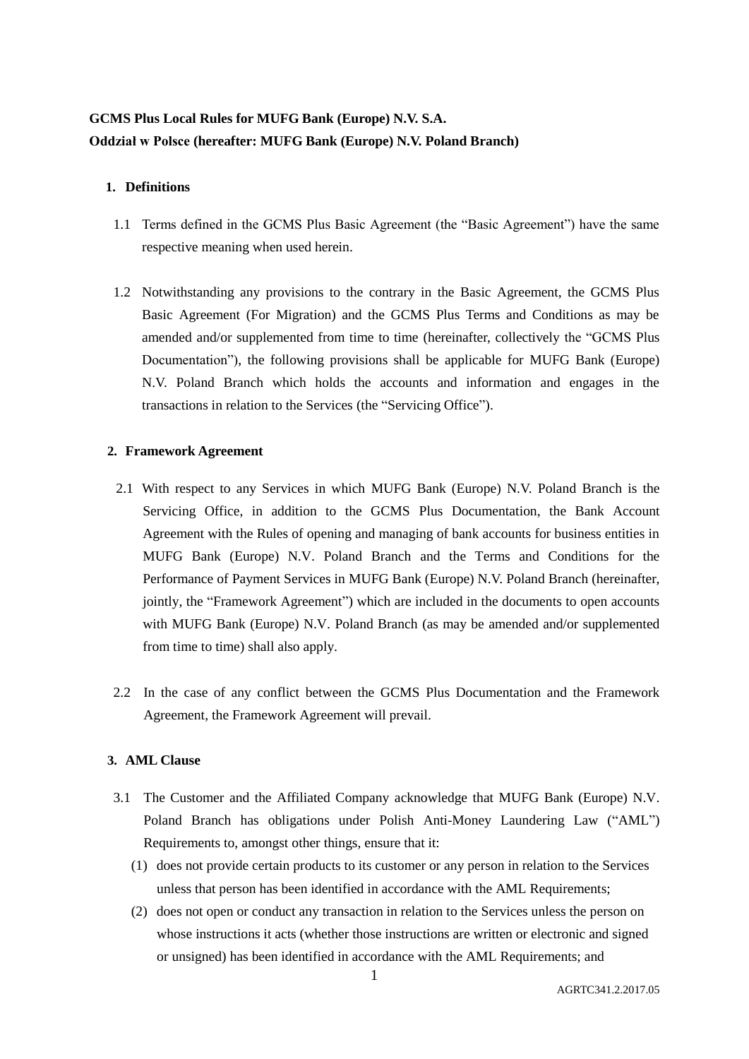**GCMS Plus Local Rules for MUFG Bank (Europe) N.V. S.A. Oddział w Polsce (hereafter: MUFG Bank (Europe) N.V. Poland Branch)**

## 1. Definitions

1.1 Terms defined in the GCMS Plus Basic Agreement (the "Basic Agreement") have the same respective meaning when used herein.

1.2 Notwithstanding any provisions to the contrary in the Basic Agreement, the GCMS Plus Basic Agreement (For Migration) and the GCMS Plus Terms and Conditions as may be amended and/or supplemented from time to time (hereinafter, collectively the "GCMS Plus Documentation"), the following provisions shall be applicable for MUFG Bank (Europe) N.V. Poland Branch which holds the accounts and information and engages in the transactions in relation to the Services (the "Servicing Office").

## 2. Framework Agreement

2.1 With respect to any Services in which MUFG Bank (Europe) N.V. Poland Branch is the Servicing Office, in addition to the GCMS Plus Documentation, the Bank Account Agreement with the Rules of opening and managing of bank accounts for business entities in MUFG Bank (Europe) N.V. Poland Branch and the Terms and Conditions for the Performance of Payment Services in MUFG Bank (Europe) N.V. Poland Branch (hereinafter, jointly, the "Framework Agreement") which are included in the documents to open accounts with MUFG Bank (Europe) N.V. Poland Branch (as may be amended and/or supplemented from time to time) shall also apply.

2.2 In the case of any conflict between the GCMS Plus Documentation and the Framework Agreement, the Framework Agreement will prevail.

## 3. AML Clause

3.1 The Customer and the Affiliated Company acknowledge that MUFG Bank (Europe) N.V. Poland Branch has obligations under Polish Anti-Money Laundering Law ("AML") Requirements to, amongst other things, ensure that it:

(1) does not provide certain products to its customer or any person in relation to the Services unless that person has been identified in accordance with the AML Requirements;

(2) does not open or conduct any transaction in relation to the Services unless the person on whose instructions it acts (whether those instructions are written or electronic and signed or unsigned) has been identified in accordance with the AML Requirements; and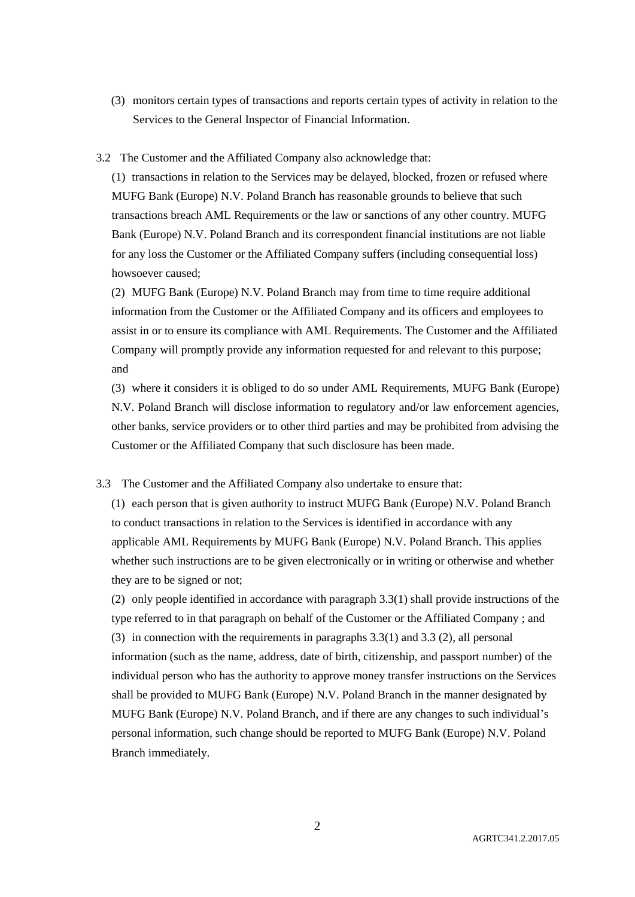(3) monitors certain types of transactions and reports certain types of activity in relation to the Services to the General Inspector of Financial Information.

3.2 The Customer and the Affiliated Company also acknowledge that:

(1) transactions in relation to the Services may be delayed, blocked, frozen or refused where MUFG Bank (Europe) N.V. Poland Branch has reasonable grounds to believe that such transactions breach AML Requirements or the law or sanctions of any other country. MUFG Bank (Europe) N.V. Poland Branch and its correspondent financial institutions are not liable for any loss the Customer or the Affiliated Company suffers (including consequential loss) howsoever caused;

(2) MUFG Bank (Europe) N.V. Poland Branch may from time to time require additional information from the Customer or the Affiliated Company and its officers and employees to assist in or to ensure its compliance with AML Requirements. The Customer and the Affiliated Company will promptly provide any information requested for and relevant to this purpose; and

(3) where it considers it is obliged to do so under AML Requirements, MUFG Bank (Europe) N.V. Poland Branch will disclose information to regulatory and/or law enforcement agencies, other banks, service providers or to other third parties and may be prohibited from advising the Customer or the Affiliated Company that such disclosure has been made.

3.3 The Customer and the Affiliated Company also undertake to ensure that:

(1) each person that is given authority to instruct MUFG Bank (Europe) N.V. Poland Branch to conduct transactions in relation to the Services is identified in accordance with any applicable AML Requirements by MUFG Bank (Europe) N.V. Poland Branch. This applies whether such instructions are to be given electronically or in writing or otherwise and whether they are to be signed or not;

(2) only people identified in accordance with paragraph 3.3(1) shall provide instructions of the type referred to in that paragraph on behalf of the Customer or the Affiliated Company ; and

(3) in connection with the requirements in paragraphs 3.3(1) and 3.3 (2), all personal information (such as the name, address, date of birth, citizenship, and passport number) of the individual person who has the authority to approve money transfer instructions on the Services shall be provided to MUFG Bank (Europe) N.V. Poland Branch in the manner designated by MUFG Bank (Europe) N.V. Poland Branch, and if there are any changes to such individual's personal information, such change should be reported to MUFG Bank (Europe) N.V. Poland Branch immediately.